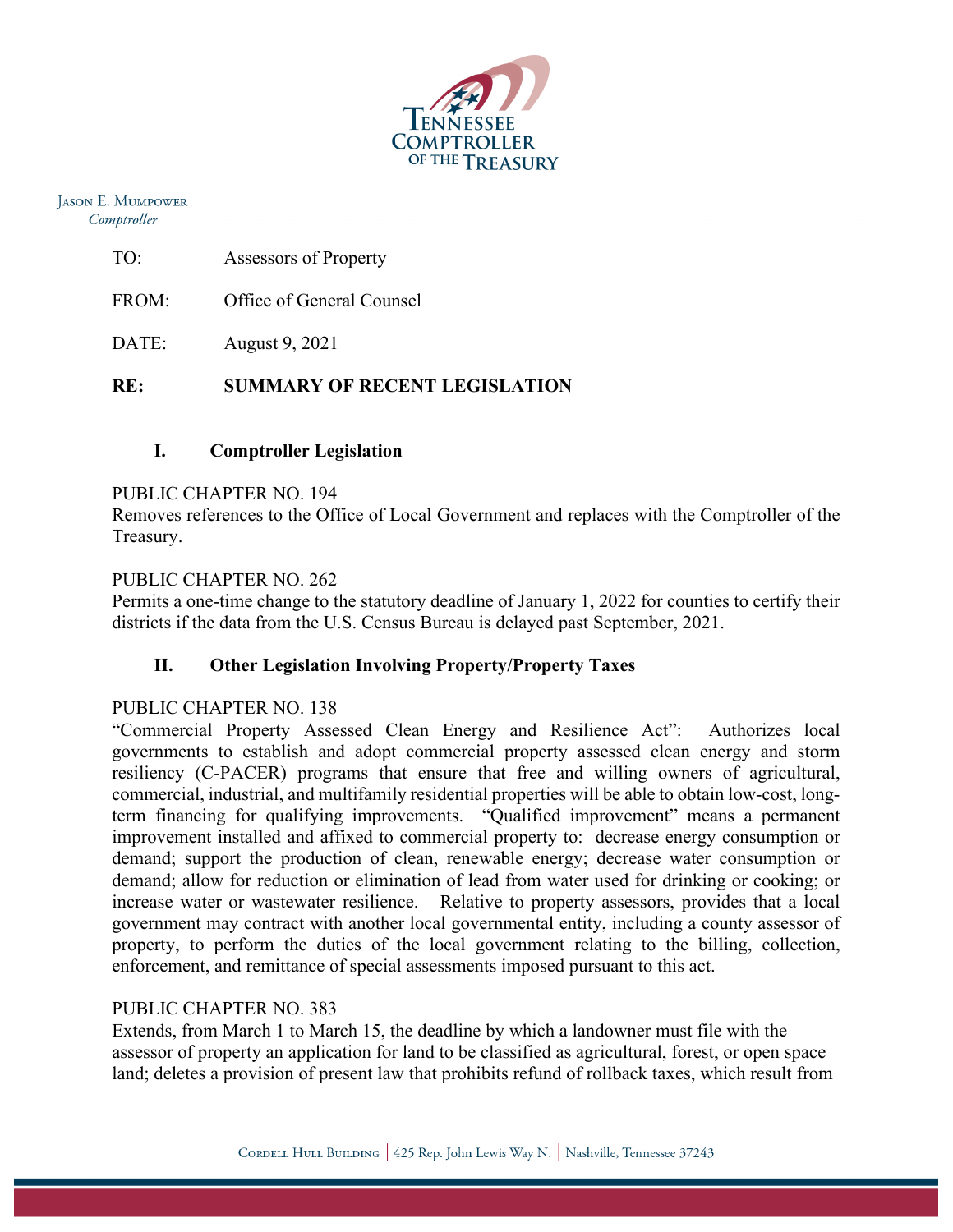Tennessee Comptroller of the Treasury

Jason E. Mumpower
*Comptroller*

TO: Assessors of Property

FROM: Office of General Counsel

DATE: August 9, 2021

**RE: SUMMARY OF RECENT LEGISLATION**

## I. Comptroller Legislation

PUBLIC CHAPTER NO. 194
Removes references to the Office of Local Government and replaces with the Comptroller of the Treasury.

PUBLIC CHAPTER NO. 262
Permits a one-time change to the statutory deadline of January 1, 2022 for counties to certify their districts if the data from the U.S. Census Bureau is delayed past September, 2021.

## II. Other Legislation Involving Property/Property Taxes

PUBLIC CHAPTER NO. 138
"Commercial Property Assessed Clean Energy and Resilience Act": Authorizes local governments to establish and adopt commercial property assessed clean energy and storm resiliency (C-PACER) programs that ensure that free and willing owners of agricultural, commercial, industrial, and multifamily residential properties will be able to obtain low-cost, long-term financing for qualifying improvements. "Qualified improvement" means a permanent improvement installed and affixed to commercial property to: decrease energy consumption or demand; support the production of clean, renewable energy; decrease water consumption or demand; allow for reduction or elimination of lead from water used for drinking or cooking; or increase water or wastewater resilience. Relative to property assessors, provides that a local government may contract with another local governmental entity, including a county assessor of property, to perform the duties of the local government relating to the billing, collection, enforcement, and remittance of special assessments imposed pursuant to this act.

PUBLIC CHAPTER NO. 383
Extends, from March 1 to March 15, the deadline by which a landowner must file with the assessor of property an application for land to be classified as agricultural, forest, or open space land; deletes a provision of present law that prohibits refund of rollback taxes, which result from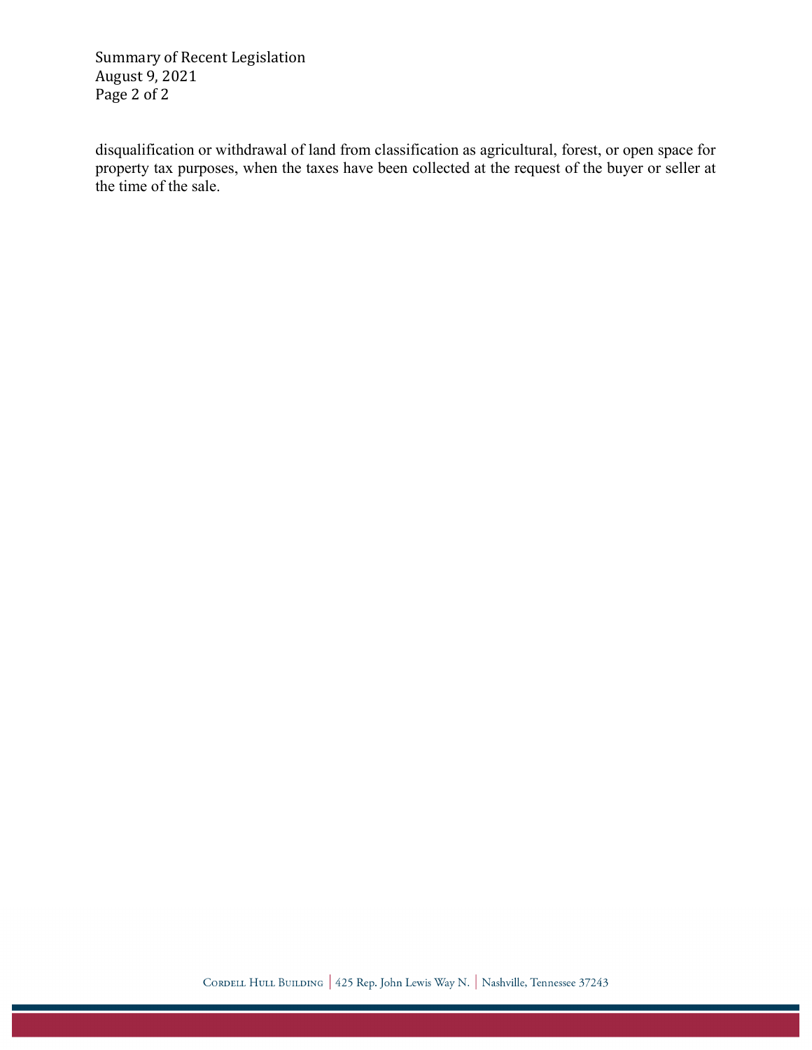disqualification or withdrawal of land from classification as agricultural, forest, or open space for property tax purposes, when the taxes have been collected at the request of the buyer or seller at the time of the sale.